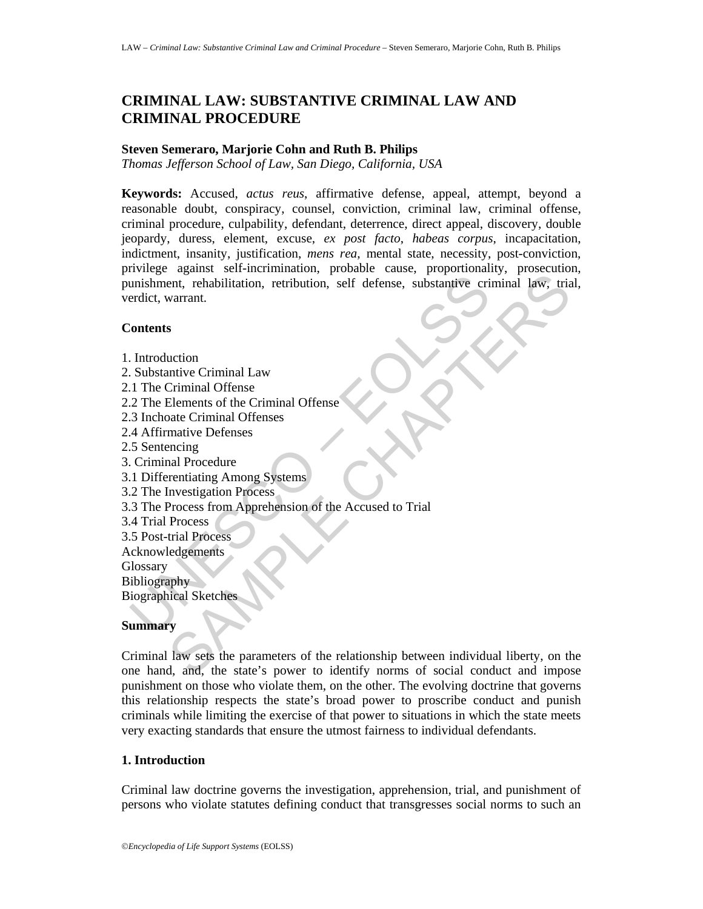# CRIMINAL LAW: SUBSTANTIVE CRIMINAL LAW AND CRIMINAL PROCEDURE

**Steven Semeraro, Marjorie Cohn and Ruth B. Philips**

*Thomas Jefferson School of Law, San Diego, California, USA*

**Keywords:** Accused, *actus reus*, affirmative defense, appeal, attempt, beyond a reasonable doubt, conspiracy, counsel, conviction, criminal law, criminal offense, criminal procedure, culpability, defendant, deterrence, direct appeal, discovery, double jeopardy, duress, element, excuse, *ex post facto*, *habeas corpus*, incapacitation, indictment, insanity, justification, *mens rea*, mental state, necessity, post-conviction, privilege against self-incrimination, probable cause, proportionality, prosecution, punishment, rehabilitation, retribution, self defense, substantive criminal law, trial, verdict, warrant.

**Contents**

1. Introduction
2. Substantive Criminal Law
2.1 The Criminal Offense
2.2 The Elements of the Criminal Offense
2.3 Inchoate Criminal Offenses
2.4 Affirmative Defenses
2.5 Sentencing
3. Criminal Procedure
3.1 Differentiating Among Systems
3.2 The Investigation Process
3.3 The Process from Apprehension of the Accused to Trial
3.4 Trial Process
3.5 Post-trial Process

Acknowledgements
Glossary
Bibliography
Biographical Sketches

**Summary**

Criminal law sets the parameters of the relationship between individual liberty, on the one hand, and, the state's power to identify norms of social conduct and impose punishment on those who violate them, on the other. The evolving doctrine that governs this relationship respects the state's broad power to proscribe conduct and punish criminals while limiting the exercise of that power to situations in which the state meets very exacting standards that ensure the utmost fairness to individual defendants.

## 1. Introduction

Criminal law doctrine governs the investigation, apprehension, trial, and punishment of persons who violate statutes defining conduct that transgresses social norms to such an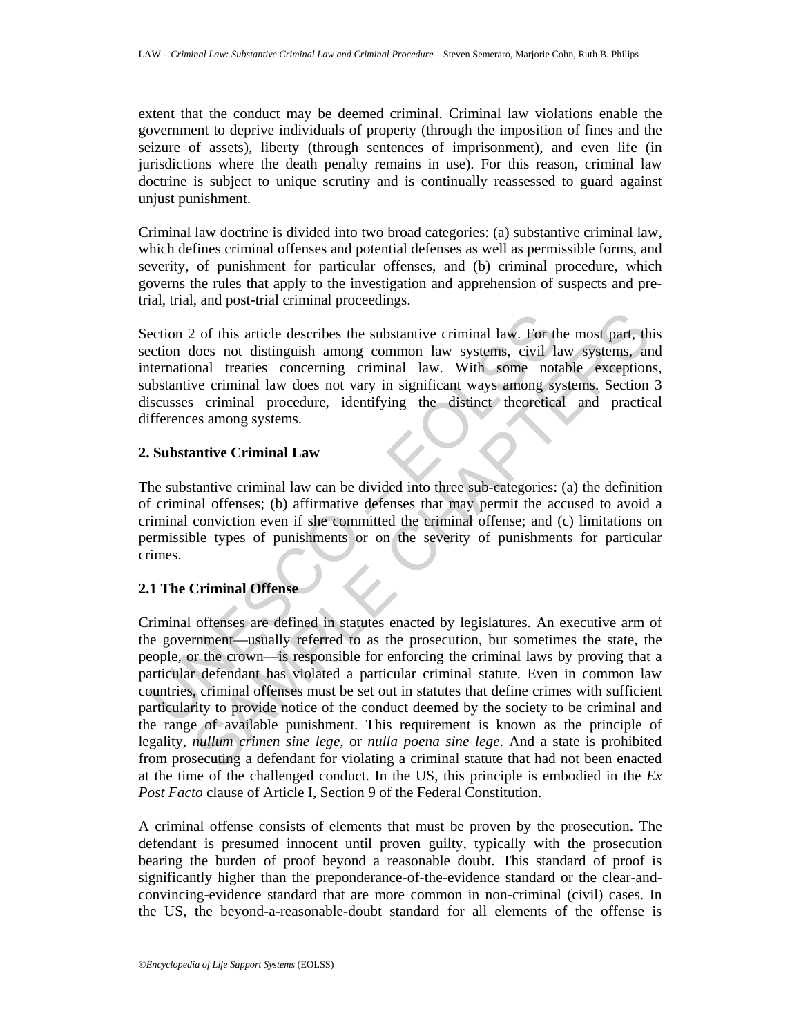extent that the conduct may be deemed criminal. Criminal law violations enable the government to deprive individuals of property (through the imposition of fines and the seizure of assets), liberty (through sentences of imprisonment), and even life (in jurisdictions where the death penalty remains in use). For this reason, criminal law doctrine is subject to unique scrutiny and is continually reassessed to guard against unjust punishment.

Criminal law doctrine is divided into two broad categories: (a) substantive criminal law, which defines criminal offenses and potential defenses as well as permissible forms, and severity, of punishment for particular offenses, and (b) criminal procedure, which governs the rules that apply to the investigation and apprehension of suspects and pre-trial, trial, and post-trial criminal proceedings.

Section 2 of this article describes the substantive criminal law. For the most part, this section does not distinguish among common law systems, civil law systems, and international treaties concerning criminal law. With some notable exceptions, substantive criminal law does not vary in significant ways among systems. Section 3 discusses criminal procedure, identifying the distinct theoretical and practical differences among systems.

## 2. Substantive Criminal Law

The substantive criminal law can be divided into three sub-categories: (a) the definition of criminal offenses; (b) affirmative defenses that may permit the accused to avoid a criminal conviction even if she committed the criminal offense; and (c) limitations on permissible types of punishments or on the severity of punishments for particular crimes.

### 2.1 The Criminal Offense

Criminal offenses are defined in statutes enacted by legislatures. An executive arm of the government—usually referred to as the prosecution, but sometimes the state, the people, or the crown—is responsible for enforcing the criminal laws by proving that a particular defendant has violated a particular criminal statute. Even in common law countries, criminal offenses must be set out in statutes that define crimes with sufficient particularity to provide notice of the conduct deemed by the society to be criminal and the range of available punishment. This requirement is known as the principle of legality, *nullum crimen sine lege*, or *nulla poena sine lege*. And a state is prohibited from prosecuting a defendant for violating a criminal statute that had not been enacted at the time of the challenged conduct. In the US, this principle is embodied in the *Ex Post Facto* clause of Article I, Section 9 of the Federal Constitution.

A criminal offense consists of elements that must be proven by the prosecution. The defendant is presumed innocent until proven guilty, typically with the prosecution bearing the burden of proof beyond a reasonable doubt. This standard of proof is significantly higher than the preponderance-of-the-evidence standard or the clear-and-convincing-evidence standard that are more common in non-criminal (civil) cases. In the US, the beyond-a-reasonable-doubt standard for all elements of the offense is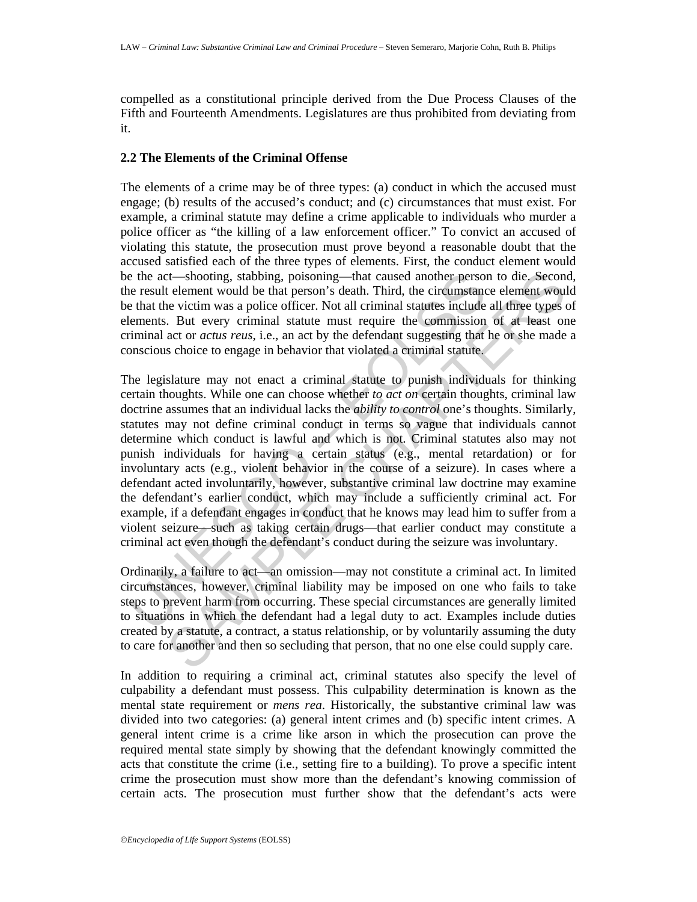compelled as a constitutional principle derived from the Due Process Clauses of the Fifth and Fourteenth Amendments. Legislatures are thus prohibited from deviating from it.

### 2.2 The Elements of the Criminal Offense

The elements of a crime may be of three types: (a) conduct in which the accused must engage; (b) results of the accused's conduct; and (c) circumstances that must exist. For example, a criminal statute may define a crime applicable to individuals who murder a police officer as "the killing of a law enforcement officer." To convict an accused of violating this statute, the prosecution must prove beyond a reasonable doubt that the accused satisfied each of the three types of elements. First, the conduct element would be the act—shooting, stabbing, poisoning—that caused another person to die. Second, the result element would be that person's death. Third, the circumstance element would be that the victim was a police officer. Not all criminal statutes include all three types of elements. But every criminal statute must require the commission of at least one criminal act or *actus reus*, i.e., an act by the defendant suggesting that he or she made a conscious choice to engage in behavior that violated a criminal statute.

The legislature may not enact a criminal statute to punish individuals for thinking certain thoughts. While one can choose whether *to act on* certain thoughts, criminal law doctrine assumes that an individual lacks the *ability to control* one's thoughts. Similarly, statutes may not define criminal conduct in terms so vague that individuals cannot determine which conduct is lawful and which is not. Criminal statutes also may not punish individuals for having a certain status (e.g., mental retardation) or for involuntary acts (e.g., violent behavior in the course of a seizure). In cases where a defendant acted involuntarily, however, substantive criminal law doctrine may examine the defendant's earlier conduct, which may include a sufficiently criminal act. For example, if a defendant engages in conduct that he knows may lead him to suffer from a violent seizure—such as taking certain drugs—that earlier conduct may constitute a criminal act even though the defendant's conduct during the seizure was involuntary.

Ordinarily, a failure to act—an omission—may not constitute a criminal act. In limited circumstances, however, criminal liability may be imposed on one who fails to take steps to prevent harm from occurring. These special circumstances are generally limited to situations in which the defendant had a legal duty to act. Examples include duties created by a statute, a contract, a status relationship, or by voluntarily assuming the duty to care for another and then so secluding that person, that no one else could supply care.

In addition to requiring a criminal act, criminal statutes also specify the level of culpability a defendant must possess. This culpability determination is known as the mental state requirement or *mens rea*. Historically, the substantive criminal law was divided into two categories: (a) general intent crimes and (b) specific intent crimes. A general intent crime is a crime like arson in which the prosecution can prove the required mental state simply by showing that the defendant knowingly committed the acts that constitute the crime (i.e., setting fire to a building). To prove a specific intent crime the prosecution must show more than the defendant's knowing commission of certain acts. The prosecution must further show that the defendant's acts were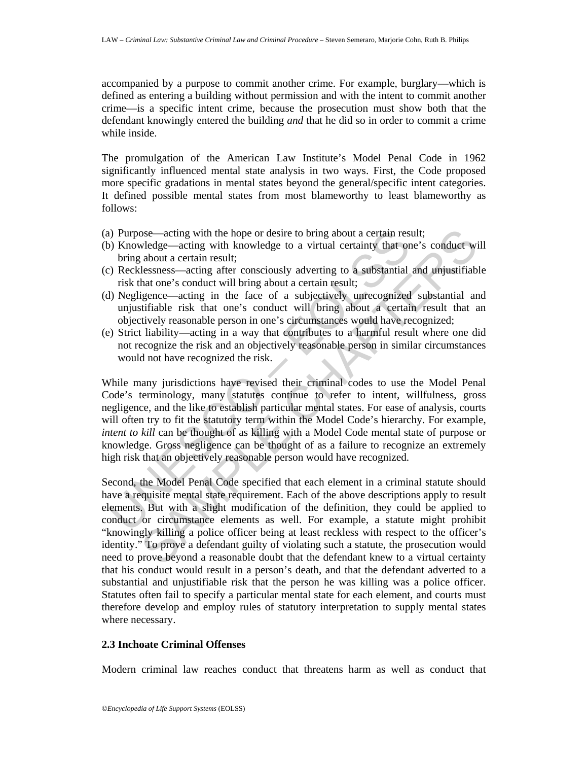accompanied by a purpose to commit another crime. For example, burglary—which is defined as entering a building without permission and with the intent to commit another crime—is a specific intent crime, because the prosecution must show both that the defendant knowingly entered the building *and* that he did so in order to commit a crime while inside.

The promulgation of the American Law Institute's Model Penal Code in 1962 significantly influenced mental state analysis in two ways. First, the Code proposed more specific gradations in mental states beyond the general/specific intent categories. It defined possible mental states from most blameworthy to least blameworthy as follows:

(a) Purpose—acting with the hope or desire to bring about a certain result;
(b) Knowledge—acting with knowledge to a virtual certainty that one's conduct will bring about a certain result;
(c) Recklessness—acting after consciously adverting to a substantial and unjustifiable risk that one's conduct will bring about a certain result;
(d) Negligence—acting in the face of a subjectively unrecognized substantial and unjustifiable risk that one's conduct will bring about a certain result that an objectively reasonable person in one's circumstances would have recognized;
(e) Strict liability—acting in a way that contributes to a harmful result where one did not recognize the risk and an objectively reasonable person in similar circumstances would not have recognized the risk.

While many jurisdictions have revised their criminal codes to use the Model Penal Code's terminology, many statutes continue to refer to intent, willfulness, gross negligence, and the like to establish particular mental states. For ease of analysis, courts will often try to fit the statutory term within the Model Code's hierarchy. For example, *intent to kill* can be thought of as killing with a Model Code mental state of purpose or knowledge. Gross negligence can be thought of as a failure to recognize an extremely high risk that an objectively reasonable person would have recognized.

Second, the Model Penal Code specified that each element in a criminal statute should have a requisite mental state requirement. Each of the above descriptions apply to result elements. But with a slight modification of the definition, they could be applied to conduct or circumstance elements as well. For example, a statute might prohibit "knowingly killing a police officer being at least reckless with respect to the officer's identity." To prove a defendant guilty of violating such a statute, the prosecution would need to prove beyond a reasonable doubt that the defendant knew to a virtual certainty that his conduct would result in a person's death, and that the defendant adverted to a substantial and unjustifiable risk that the person he was killing was a police officer. Statutes often fail to specify a particular mental state for each element, and courts must therefore develop and employ rules of statutory interpretation to supply mental states where necessary.

### 2.3 Inchoate Criminal Offenses

Modern criminal law reaches conduct that threatens harm as well as conduct that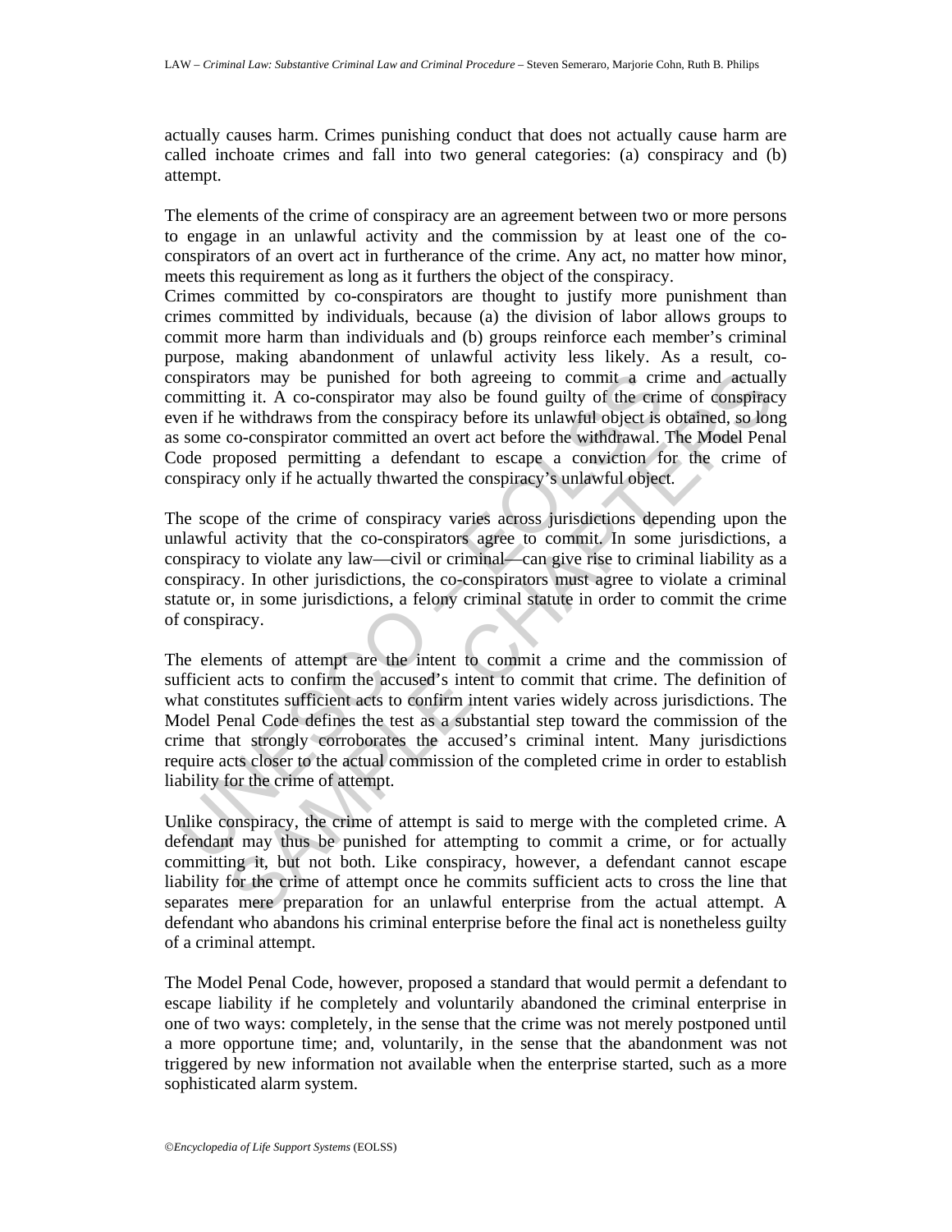actually causes harm. Crimes punishing conduct that does not actually cause harm are called inchoate crimes and fall into two general categories: (a) conspiracy and (b) attempt.

The elements of the crime of conspiracy are an agreement between two or more persons to engage in an unlawful activity and the commission by at least one of the co-conspirators of an overt act in furtherance of the crime. Any act, no matter how minor, meets this requirement as long as it furthers the object of the conspiracy.

Crimes committed by co-conspirators are thought to justify more punishment than crimes committed by individuals, because (a) the division of labor allows groups to commit more harm than individuals and (b) groups reinforce each member's criminal purpose, making abandonment of unlawful activity less likely. As a result, co-conspirators may be punished for both agreeing to commit a crime and actually committing it. A co-conspirator may also be found guilty of the crime of conspiracy even if he withdraws from the conspiracy before its unlawful object is obtained, so long as some co-conspirator committed an overt act before the withdrawal. The Model Penal Code proposed permitting a defendant to escape a conviction for the crime of conspiracy only if he actually thwarted the conspiracy's unlawful object.

The scope of the crime of conspiracy varies across jurisdictions depending upon the unlawful activity that the co-conspirators agree to commit. In some jurisdictions, a conspiracy to violate any law—civil or criminal—can give rise to criminal liability as a conspiracy. In other jurisdictions, the co-conspirators must agree to violate a criminal statute or, in some jurisdictions, a felony criminal statute in order to commit the crime of conspiracy.

The elements of attempt are the intent to commit a crime and the commission of sufficient acts to confirm the accused's intent to commit that crime. The definition of what constitutes sufficient acts to confirm intent varies widely across jurisdictions. The Model Penal Code defines the test as a substantial step toward the commission of the crime that strongly corroborates the accused's criminal intent. Many jurisdictions require acts closer to the actual commission of the completed crime in order to establish liability for the crime of attempt.

Unlike conspiracy, the crime of attempt is said to merge with the completed crime. A defendant may thus be punished for attempting to commit a crime, or for actually committing it, but not both. Like conspiracy, however, a defendant cannot escape liability for the crime of attempt once he commits sufficient acts to cross the line that separates mere preparation for an unlawful enterprise from the actual attempt. A defendant who abandons his criminal enterprise before the final act is nonetheless guilty of a criminal attempt.

The Model Penal Code, however, proposed a standard that would permit a defendant to escape liability if he completely and voluntarily abandoned the criminal enterprise in one of two ways: completely, in the sense that the crime was not merely postponed until a more opportune time; and, voluntarily, in the sense that the abandonment was not triggered by new information not available when the enterprise started, such as a more sophisticated alarm system.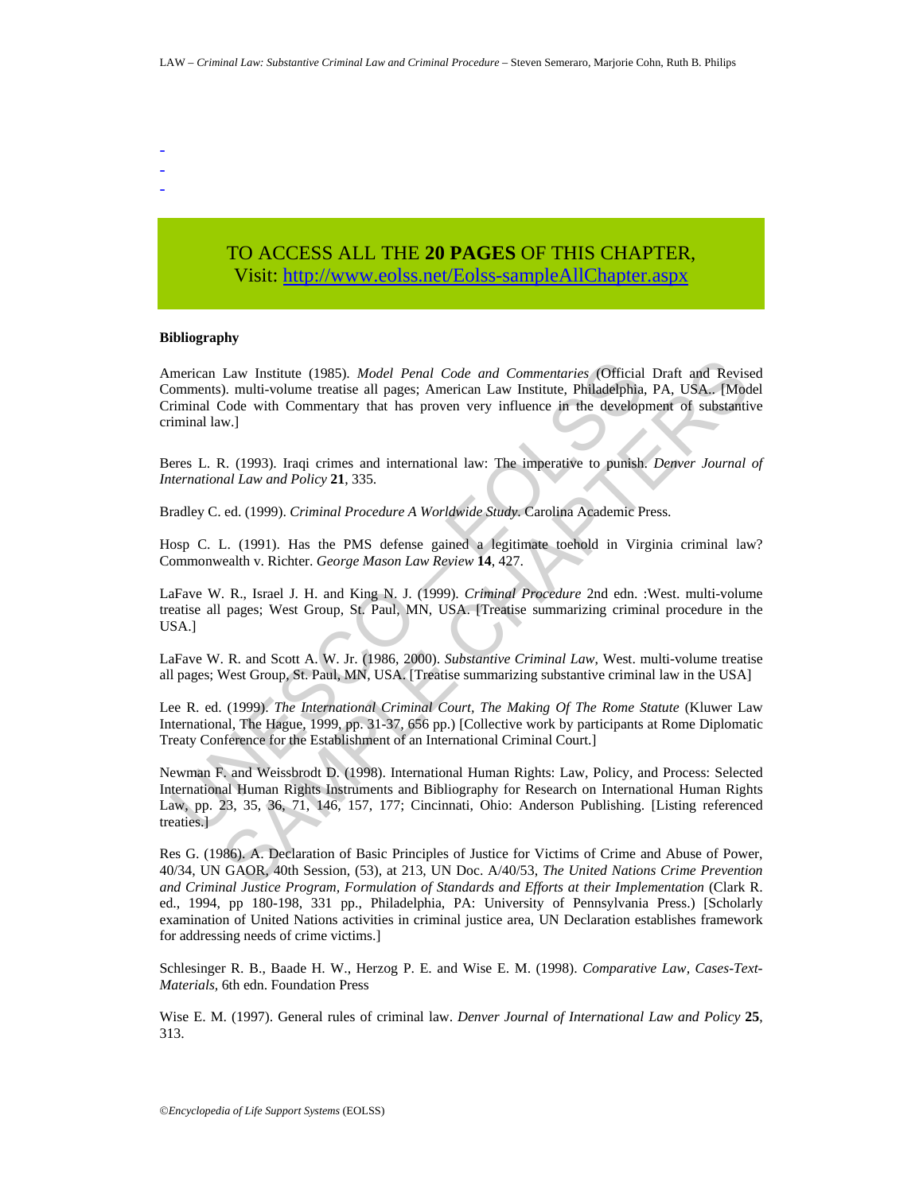-
-
-

TO ACCESS ALL THE **20 PAGES** OF THIS CHAPTER,
Visit: http://www.eolss.net/Eolss-sampleAllChapter.aspx

**Bibliography**

American Law Institute (1985). *Model Penal Code and Commentaries* (Official Draft and Revised Comments). multi-volume treatise all pages; American Law Institute, Philadelphia, PA, USA.. [Model Criminal Code with Commentary that has proven very influence in the development of substantive criminal law.]

Beres L. R. (1993). Iraqi crimes and international law: The imperative to punish. *Denver Journal of International Law and Policy* **21**, 335.

Bradley C. ed. (1999). *Criminal Procedure A Worldwide Study*. Carolina Academic Press.

Hosp C. L. (1991). Has the PMS defense gained a legitimate toehold in Virginia criminal law? Commonwealth v. Richter. *George Mason Law Review* **14**, 427.

LaFave W. R., Israel J. H. and King N. J. (1999). *Criminal Procedure* 2nd edn. :West. multi-volume treatise all pages; West Group, St. Paul, MN, USA. [Treatise summarizing criminal procedure in the USA.]

LaFave W. R. and Scott A. W. Jr. (1986, 2000). *Substantive Criminal Law*, West. multi-volume treatise all pages; West Group, St. Paul, MN, USA. [Treatise summarizing substantive criminal law in the USA]

Lee R. ed. (1999). *The International Criminal Court, The Making Of The Rome Statute* (Kluwer Law International, The Hague, 1999, pp. 31-37, 656 pp.) [Collective work by participants at Rome Diplomatic Treaty Conference for the Establishment of an International Criminal Court.]

Newman F. and Weissbrodt D. (1998). International Human Rights: Law, Policy, and Process: Selected International Human Rights Instruments and Bibliography for Research on International Human Rights Law, pp. 23, 35, 36, 71, 146, 157, 177; Cincinnati, Ohio: Anderson Publishing. [Listing referenced treaties.]

Res G. (1986). A. Declaration of Basic Principles of Justice for Victims of Crime and Abuse of Power, 40/34, UN GAOR, 40th Session, (53), at 213, UN Doc. A/40/53, *The United Nations Crime Prevention and Criminal Justice Program, Formulation of Standards and Efforts at their Implementation* (Clark R. ed., 1994, pp 180-198, 331 pp., Philadelphia, PA: University of Pennsylvania Press.) [Scholarly examination of United Nations activities in criminal justice area, UN Declaration establishes framework for addressing needs of crime victims.]

Schlesinger R. B., Baade H. W., Herzog P. E. and Wise E. M. (1998). *Comparative Law, Cases-Text-Materials*, 6th edn. Foundation Press

Wise E. M. (1997). General rules of criminal law. *Denver Journal of International Law and Policy* **25**, 313.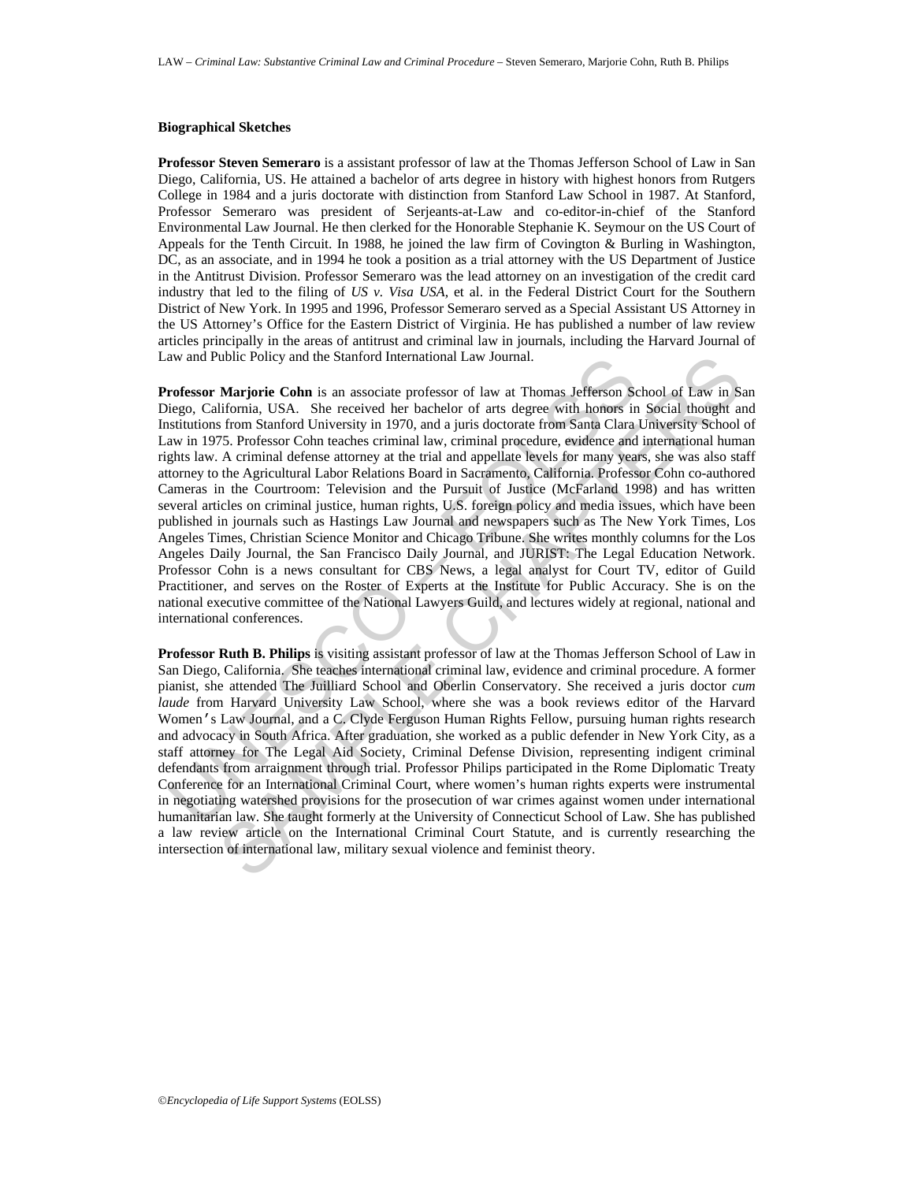### Biographical Sketches

**Professor Steven Semeraro** is a assistant professor of law at the Thomas Jefferson School of Law in San Diego, California, US. He attained a bachelor of arts degree in history with highest honors from Rutgers College in 1984 and a juris doctorate with distinction from Stanford Law School in 1987. At Stanford, Professor Semeraro was president of Serjeants-at-Law and co-editor-in-chief of the Stanford Environmental Law Journal. He then clerked for the Honorable Stephanie K. Seymour on the US Court of Appeals for the Tenth Circuit. In 1988, he joined the law firm of Covington & Burling in Washington, DC, as an associate, and in 1994 he took a position as a trial attorney with the US Department of Justice in the Antitrust Division. Professor Semeraro was the lead attorney on an investigation of the credit card industry that led to the filing of *US v. Visa USA,* et al. in the Federal District Court for the Southern District of New York. In 1995 and 1996, Professor Semeraro served as a Special Assistant US Attorney in the US Attorney's Office for the Eastern District of Virginia. He has published a number of law review articles principally in the areas of antitrust and criminal law in journals, including the Harvard Journal of Law and Public Policy and the Stanford International Law Journal.

**Professor Marjorie Cohn** is an associate professor of law at Thomas Jefferson School of Law in San Diego, California, USA. She received her bachelor of arts degree with honors in Social thought and Institutions from Stanford University in 1970, and a juris doctorate from Santa Clara University School of Law in 1975. Professor Cohn teaches criminal law, criminal procedure, evidence and international human rights law. A criminal defense attorney at the trial and appellate levels for many years, she was also staff attorney to the Agricultural Labor Relations Board in Sacramento, California. Professor Cohn co-authored Cameras in the Courtroom: Television and the Pursuit of Justice (McFarland 1998) and has written several articles on criminal justice, human rights, U.S. foreign policy and media issues, which have been published in journals such as Hastings Law Journal and newspapers such as The New York Times, Los Angeles Times, Christian Science Monitor and Chicago Tribune. She writes monthly columns for the Los Angeles Daily Journal, the San Francisco Daily Journal, and JURIST: The Legal Education Network. Professor Cohn is a news consultant for CBS News, a legal analyst for Court TV, editor of Guild Practitioner, and serves on the Roster of Experts at the Institute for Public Accuracy. She is on the national executive committee of the National Lawyers Guild, and lectures widely at regional, national and international conferences.

**Professor Ruth B. Philips** is visiting assistant professor of law at the Thomas Jefferson School of Law in San Diego, California. She teaches international criminal law, evidence and criminal procedure. A former pianist, she attended The Juilliard School and Oberlin Conservatory. She received a juris doctor *cum laude* from Harvard University Law School, where she was a book reviews editor of the Harvard Women's Law Journal, and a C. Clyde Ferguson Human Rights Fellow, pursuing human rights research and advocacy in South Africa. After graduation, she worked as a public defender in New York City, as a staff attorney for The Legal Aid Society, Criminal Defense Division, representing indigent criminal defendants from arraignment through trial. Professor Philips participated in the Rome Diplomatic Treaty Conference for an International Criminal Court, where women's human rights experts were instrumental in negotiating watershed provisions for the prosecution of war crimes against women under international humanitarian law. She taught formerly at the University of Connecticut School of Law. She has published a law review article on the International Criminal Court Statute, and is currently researching the intersection of international law, military sexual violence and feminist theory.